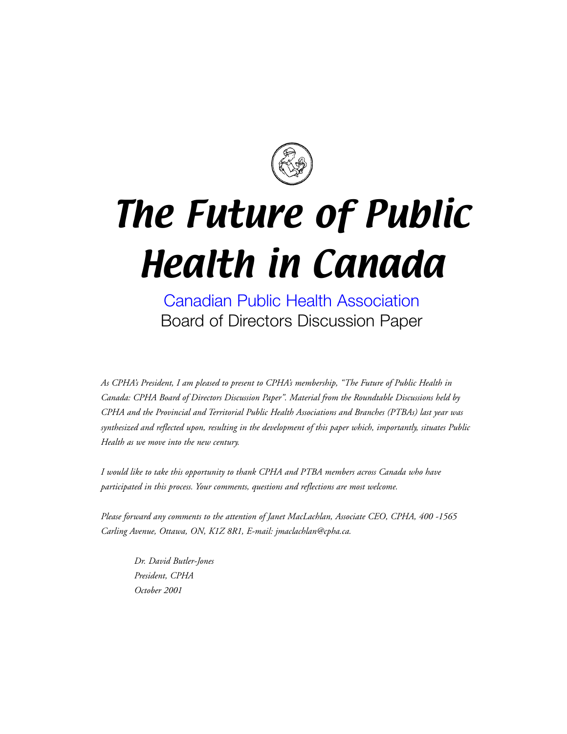# The Future of Public Health in Canada

## Canadian Public Health Association
## Board of Directors Discussion Paper

*As CPHA's President, I am pleased to present to CPHA's membership, "The Future of Public Health in Canada: CPHA Board of Directors Discussion Paper". Material from the Roundtable Discussions held by CPHA and the Provincial and Territorial Public Health Associations and Branches (PTBAs) last year was synthesized and reflected upon, resulting in the development of this paper which, importantly, situates Public Health as we move into the new century.*

*I would like to take this opportunity to thank CPHA and PTBA members across Canada who have participated in this process. Your comments, questions and reflections are most welcome.*

*Please forward any comments to the attention of Janet MacLachlan, Associate CEO, CPHA, 400 -1565 Carling Avenue, Ottawa, ON, K1Z 8R1, E-mail: jmaclachlan@cpha.ca.*

*Dr. David Butler-Jones*
*President, CPHA*
*October 2001*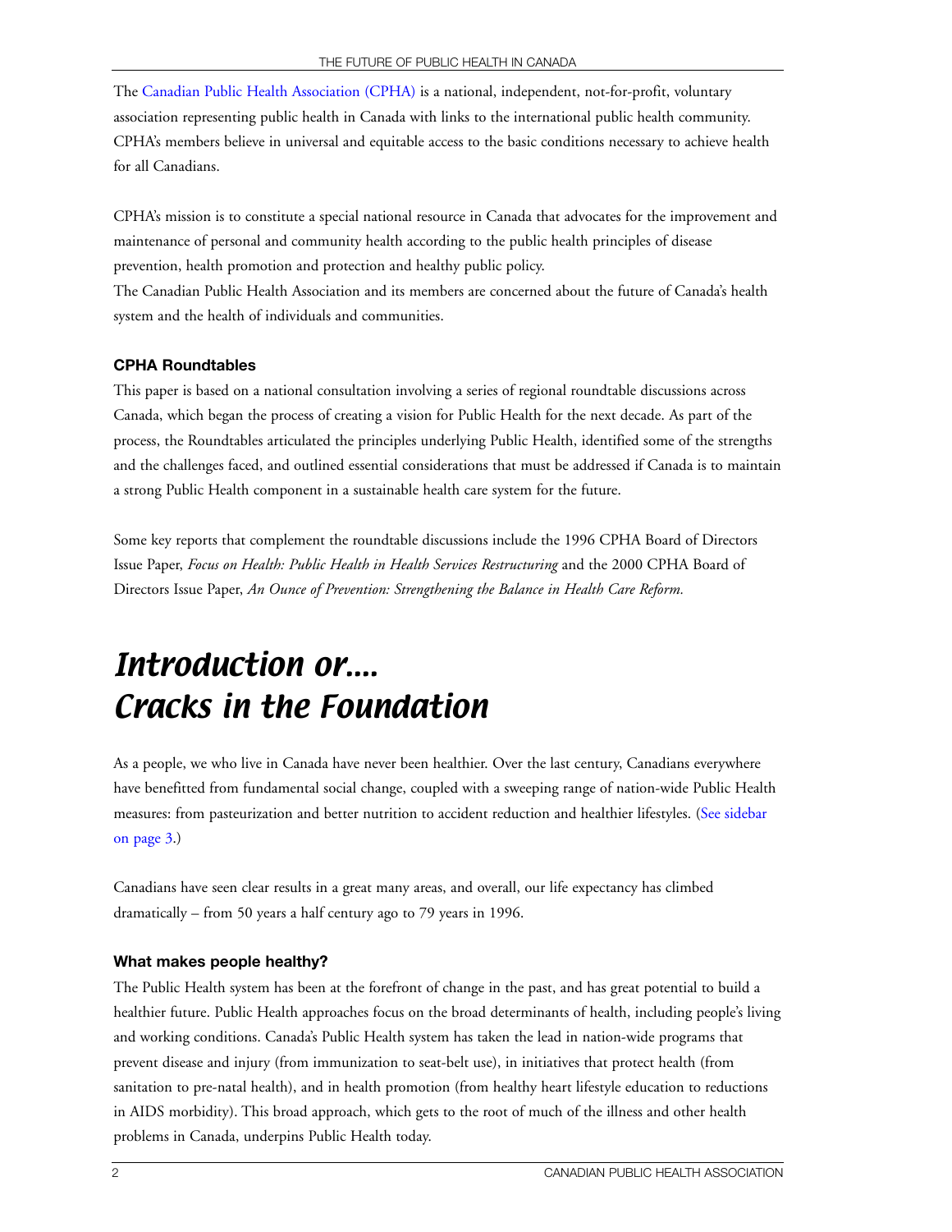The Canadian Public Health Association (CPHA) is a national, independent, not-for-profit, voluntary association representing public health in Canada with links to the international public health community. CPHA's members believe in universal and equitable access to the basic conditions necessary to achieve health for all Canadians.

CPHA's mission is to constitute a special national resource in Canada that advocates for the improvement and maintenance of personal and community health according to the public health principles of disease prevention, health promotion and protection and healthy public policy.
The Canadian Public Health Association and its members are concerned about the future of Canada's health system and the health of individuals and communities.

### CPHA Roundtables

This paper is based on a national consultation involving a series of regional roundtable discussions across Canada, which began the process of creating a vision for Public Health for the next decade. As part of the process, the Roundtables articulated the principles underlying Public Health, identified some of the strengths and the challenges faced, and outlined essential considerations that must be addressed if Canada is to maintain a strong Public Health component in a sustainable health care system for the future.

Some key reports that complement the roundtable discussions include the 1996 CPHA Board of Directors Issue Paper, *Focus on Health: Public Health in Health Services Restructuring* and the 2000 CPHA Board of Directors Issue Paper, *An Ounce of Prevention: Strengthening the Balance in Health Care Reform.*

# *Introduction or.... Cracks in the Foundation*

As a people, we who live in Canada have never been healthier. Over the last century, Canadians everywhere have benefitted from fundamental social change, coupled with a sweeping range of nation-wide Public Health measures: from pasteurization and better nutrition to accident reduction and healthier lifestyles. (See sidebar on page 3.)

Canadians have seen clear results in a great many areas, and overall, our life expectancy has climbed dramatically – from 50 years a half century ago to 79 years in 1996.

### What makes people healthy?

The Public Health system has been at the forefront of change in the past, and has great potential to build a healthier future. Public Health approaches focus on the broad determinants of health, including people's living and working conditions. Canada's Public Health system has taken the lead in nation-wide programs that prevent disease and injury (from immunization to seat-belt use), in initiatives that protect health (from sanitation to pre-natal health), and in health promotion (from healthy heart lifestyle education to reductions in AIDS morbidity). This broad approach, which gets to the root of much of the illness and other health problems in Canada, underpins Public Health today.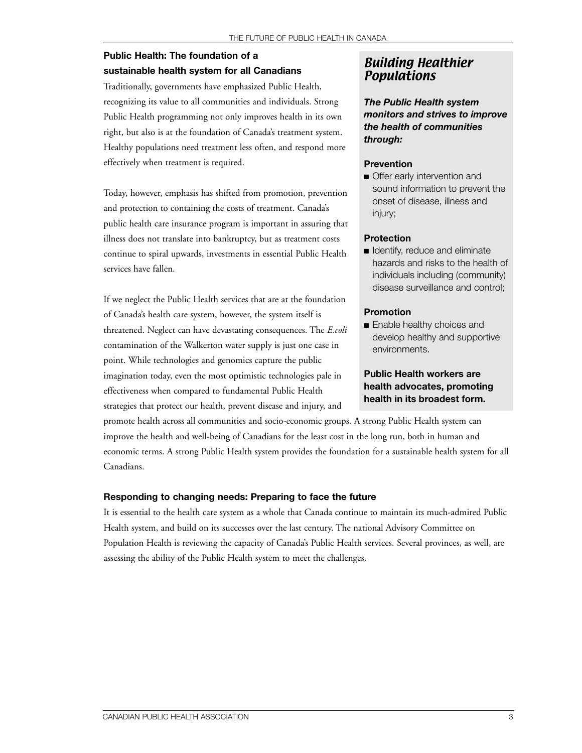### Public Health: The foundation of a sustainable health system for all Canadians

Traditionally, governments have emphasized Public Health, recognizing its value to all communities and individuals. Strong Public Health programming not only improves health in its own right, but also is at the foundation of Canada's treatment system. Healthy populations need treatment less often, and respond more effectively when treatment is required.

Today, however, emphasis has shifted from promotion, prevention and protection to containing the costs of treatment. Canada's public health care insurance program is important in assuring that illness does not translate into bankruptcy, but as treatment costs continue to spiral upwards, investments in essential Public Health services have fallen.

If we neglect the Public Health services that are at the foundation of Canada's health care system, however, the system itself is threatened. Neglect can have devastating consequences. The *E.coli* contamination of the Walkerton water supply is just one case in point. While technologies and genomics capture the public imagination today, even the most optimistic technologies pale in effectiveness when compared to fundamental Public Health strategies that protect our health, prevent disease and injury, and promote health across all communities and socio-economic groups. A strong Public Health system can improve the health and well-being of Canadians for the least cost in the long run, both in human and economic terms. A strong Public Health system provides the foundation for a sustainable health system for all Canadians.

## *Building Healthier Populations*

***The Public Health system monitors and strives to improve the health of communities through:***

**Prevention**

- Offer early intervention and sound information to prevent the onset of disease, illness and injury;

**Protection**

- Identify, reduce and eliminate hazards and risks to the health of individuals including (community) disease surveillance and control;

**Promotion**

- Enable healthy choices and develop healthy and supportive environments.

**Public Health workers are health advocates, promoting health in its broadest form.**

### Responding to changing needs: Preparing to face the future

It is essential to the health care system as a whole that Canada continue to maintain its much-admired Public Health system, and build on its successes over the last century. The national Advisory Committee on Population Health is reviewing the capacity of Canada's Public Health services. Several provinces, as well, are assessing the ability of the Public Health system to meet the challenges.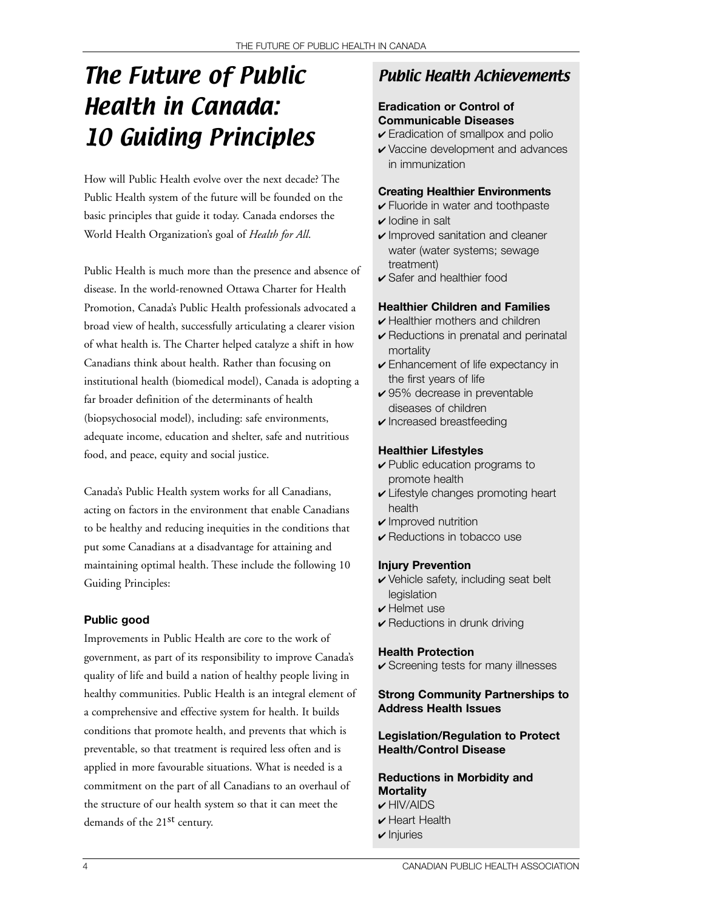# The Future of Public Health in Canada: 10 Guiding Principles

How will Public Health evolve over the next decade? The Public Health system of the future will be founded on the basic principles that guide it today. Canada endorses the World Health Organization's goal of *Health for All*.

Public Health is much more than the presence and absence of disease. In the world-renowned Ottawa Charter for Health Promotion, Canada's Public Health professionals advocated a broad view of health, successfully articulating a clearer vision of what health is. The Charter helped catalyze a shift in how Canadians think about health. Rather than focusing on institutional health (biomedical model), Canada is adopting a far broader definition of the determinants of health (biopsychosocial model), including: safe environments, adequate income, education and shelter, safe and nutritious food, and peace, equity and social justice.

Canada's Public Health system works for all Canadians, acting on factors in the environment that enable Canadians to be healthy and reducing inequities in the conditions that put some Canadians at a disadvantage for attaining and maintaining optimal health. These include the following 10 Guiding Principles:

### Public good

Improvements in Public Health are core to the work of government, as part of its responsibility to improve Canada's quality of life and build a nation of healthy people living in healthy communities. Public Health is an integral element of a comprehensive and effective system for health. It builds conditions that promote health, and prevents that which is preventable, so that treatment is required less often and is applied in more favourable situations. What is needed is a commitment on the part of all Canadians to an overhaul of the structure of our health system so that it can meet the demands of the 21st century.

## Public Health Achievements

**Eradication or Control of Communicable Diseases**

- ✔ Eradication of smallpox and polio
- ✔ Vaccine development and advances in immunization

**Creating Healthier Environments**

- ✔ Fluoride in water and toothpaste
- ✔ Iodine in salt
- ✔ Improved sanitation and cleaner water (water systems; sewage treatment)
- ✔ Safer and healthier food

**Healthier Children and Families**

- ✔ Healthier mothers and children
- ✔ Reductions in prenatal and perinatal mortality
- ✔ Enhancement of life expectancy in the first years of life
- ✔ 95% decrease in preventable diseases of children
- ✔ Increased breastfeeding

**Healthier Lifestyles**

- ✔ Public education programs to promote health
- ✔ Lifestyle changes promoting heart health
- ✔ Improved nutrition
- ✔ Reductions in tobacco use

**Injury Prevention**

- ✔ Vehicle safety, including seat belt legislation
- ✔ Helmet use
- ✔ Reductions in drunk driving

**Health Protection**

- ✔ Screening tests for many illnesses

**Strong Community Partnerships to Address Health Issues**

**Legislation/Regulation to Protect Health/Control Disease**

**Reductions in Morbidity and Mortality**

- ✔ HIV/AIDS
- ✔ Heart Health
- ✔ Injuries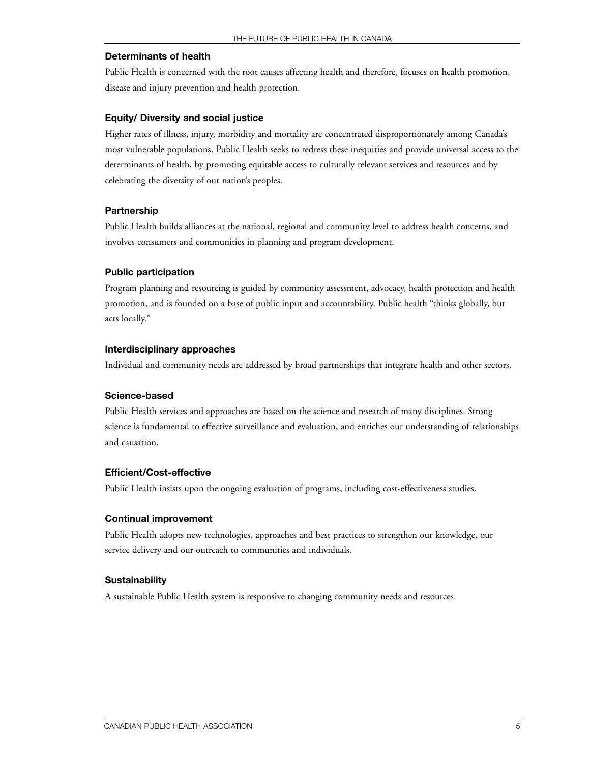### Determinants of health

Public Health is concerned with the root causes affecting health and therefore, focuses on health promotion, disease and injury prevention and health protection.

### Equity/ Diversity and social justice

Higher rates of illness, injury, morbidity and mortality are concentrated disproportionately among Canada's most vulnerable populations. Public Health seeks to redress these inequities and provide universal access to the determinants of health, by promoting equitable access to culturally relevant services and resources and by celebrating the diversity of our nation's peoples.

### Partnership

Public Health builds alliances at the national, regional and community level to address health concerns, and involves consumers and communities in planning and program development.

### Public participation

Program planning and resourcing is guided by community assessment, advocacy, health protection and health promotion, and is founded on a base of public input and accountability. Public health "thinks globally, but acts locally."

### Interdisciplinary approaches

Individual and community needs are addressed by broad partnerships that integrate health and other sectors.

### Science-based

Public Health services and approaches are based on the science and research of many disciplines. Strong science is fundamental to effective surveillance and evaluation, and enriches our understanding of relationships and causation.

### Efficient/Cost-effective

Public Health insists upon the ongoing evaluation of programs, including cost-effectiveness studies.

### Continual improvement

Public Health adopts new technologies, approaches and best practices to strengthen our knowledge, our service delivery and our outreach to communities and individuals.

### Sustainability

A sustainable Public Health system is responsive to changing community needs and resources.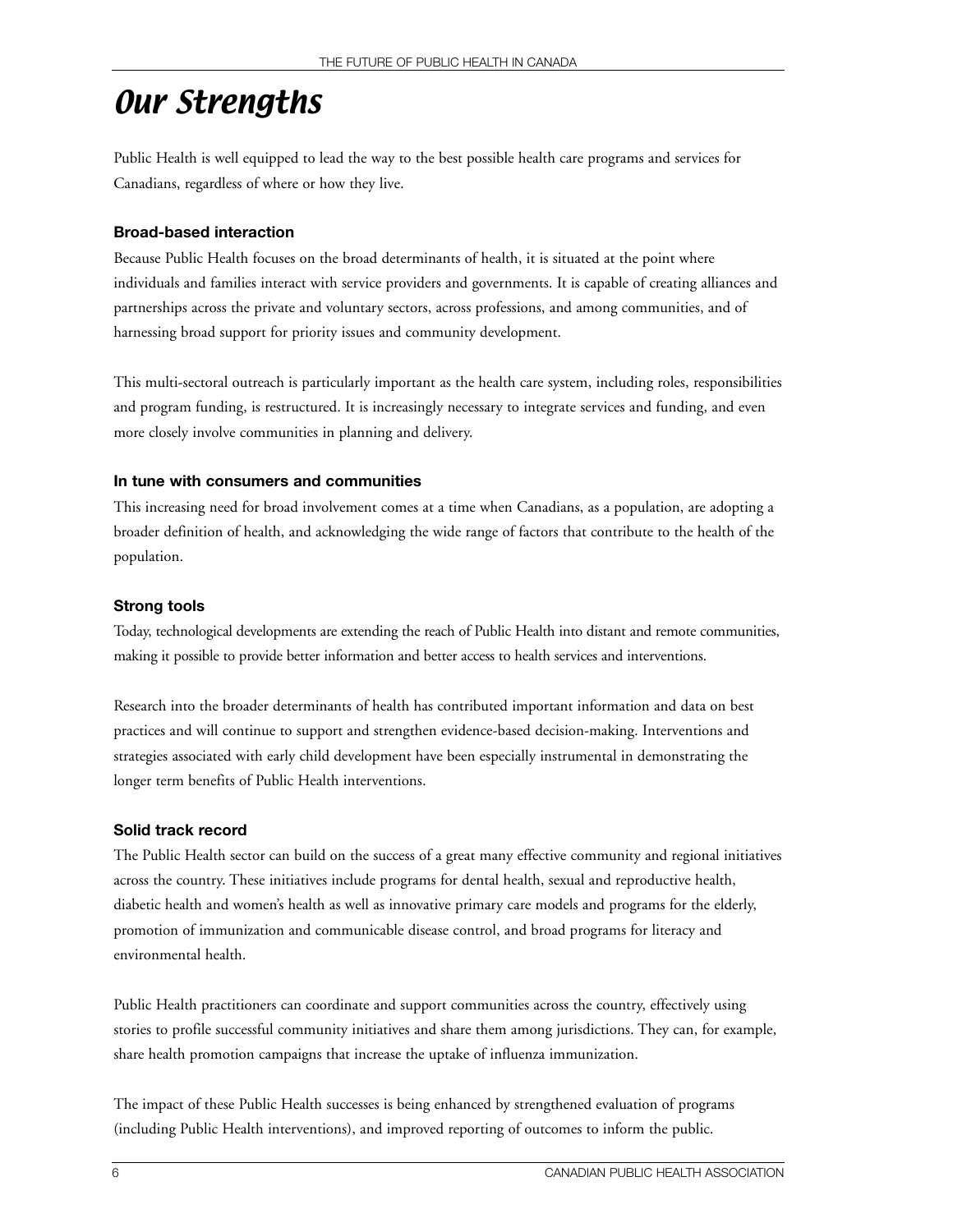# Our Strengths

Public Health is well equipped to lead the way to the best possible health care programs and services for Canadians, regardless of where or how they live.

### Broad-based interaction

Because Public Health focuses on the broad determinants of health, it is situated at the point where individuals and families interact with service providers and governments. It is capable of creating alliances and partnerships across the private and voluntary sectors, across professions, and among communities, and of harnessing broad support for priority issues and community development.

This multi-sectoral outreach is particularly important as the health care system, including roles, responsibilities and program funding, is restructured. It is increasingly necessary to integrate services and funding, and even more closely involve communities in planning and delivery.

### In tune with consumers and communities

This increasing need for broad involvement comes at a time when Canadians, as a population, are adopting a broader definition of health, and acknowledging the wide range of factors that contribute to the health of the population.

### Strong tools

Today, technological developments are extending the reach of Public Health into distant and remote communities, making it possible to provide better information and better access to health services and interventions.

Research into the broader determinants of health has contributed important information and data on best practices and will continue to support and strengthen evidence-based decision-making. Interventions and strategies associated with early child development have been especially instrumental in demonstrating the longer term benefits of Public Health interventions.

### Solid track record

The Public Health sector can build on the success of a great many effective community and regional initiatives across the country. These initiatives include programs for dental health, sexual and reproductive health, diabetic health and women's health as well as innovative primary care models and programs for the elderly, promotion of immunization and communicable disease control, and broad programs for literacy and environmental health.

Public Health practitioners can coordinate and support communities across the country, effectively using stories to profile successful community initiatives and share them among jurisdictions. They can, for example, share health promotion campaigns that increase the uptake of influenza immunization.

The impact of these Public Health successes is being enhanced by strengthened evaluation of programs (including Public Health interventions), and improved reporting of outcomes to inform the public.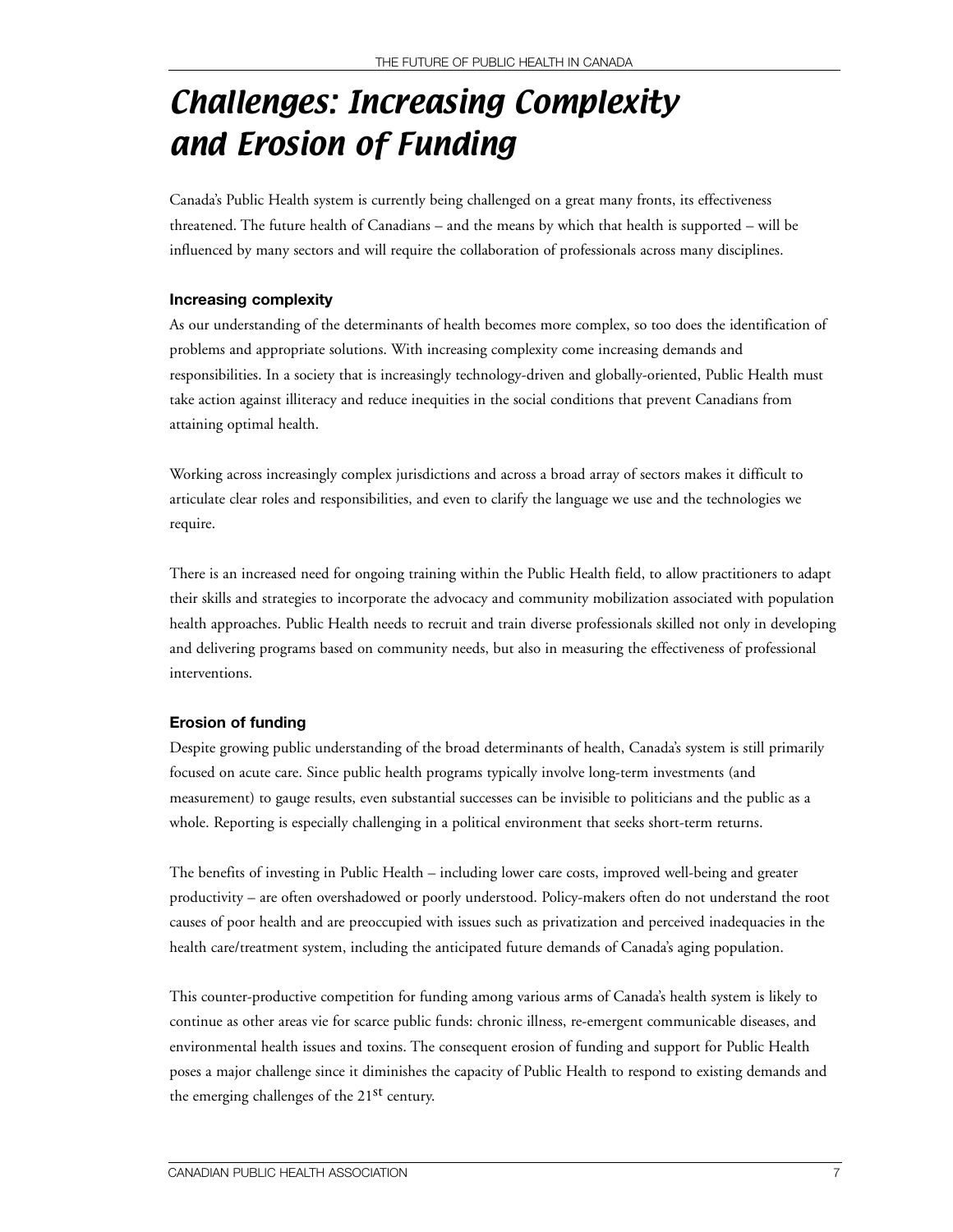# Challenges: Increasing Complexity and Erosion of Funding

Canada's Public Health system is currently being challenged on a great many fronts, its effectiveness threatened. The future health of Canadians – and the means by which that health is supported – will be influenced by many sectors and will require the collaboration of professionals across many disciplines.

### Increasing complexity

As our understanding of the determinants of health becomes more complex, so too does the identification of problems and appropriate solutions. With increasing complexity come increasing demands and responsibilities. In a society that is increasingly technology-driven and globally-oriented, Public Health must take action against illiteracy and reduce inequities in the social conditions that prevent Canadians from attaining optimal health.

Working across increasingly complex jurisdictions and across a broad array of sectors makes it difficult to articulate clear roles and responsibilities, and even to clarify the language we use and the technologies we require.

There is an increased need for ongoing training within the Public Health field, to allow practitioners to adapt their skills and strategies to incorporate the advocacy and community mobilization associated with population health approaches. Public Health needs to recruit and train diverse professionals skilled not only in developing and delivering programs based on community needs, but also in measuring the effectiveness of professional interventions.

### Erosion of funding

Despite growing public understanding of the broad determinants of health, Canada's system is still primarily focused on acute care. Since public health programs typically involve long-term investments (and measurement) to gauge results, even substantial successes can be invisible to politicians and the public as a whole. Reporting is especially challenging in a political environment that seeks short-term returns.

The benefits of investing in Public Health – including lower care costs, improved well-being and greater productivity – are often overshadowed or poorly understood. Policy-makers often do not understand the root causes of poor health and are preoccupied with issues such as privatization and perceived inadequacies in the health care/treatment system, including the anticipated future demands of Canada's aging population.

This counter-productive competition for funding among various arms of Canada's health system is likely to continue as other areas vie for scarce public funds: chronic illness, re-emergent communicable diseases, and environmental health issues and toxins. The consequent erosion of funding and support for Public Health poses a major challenge since it diminishes the capacity of Public Health to respond to existing demands and the emerging challenges of the 21st century.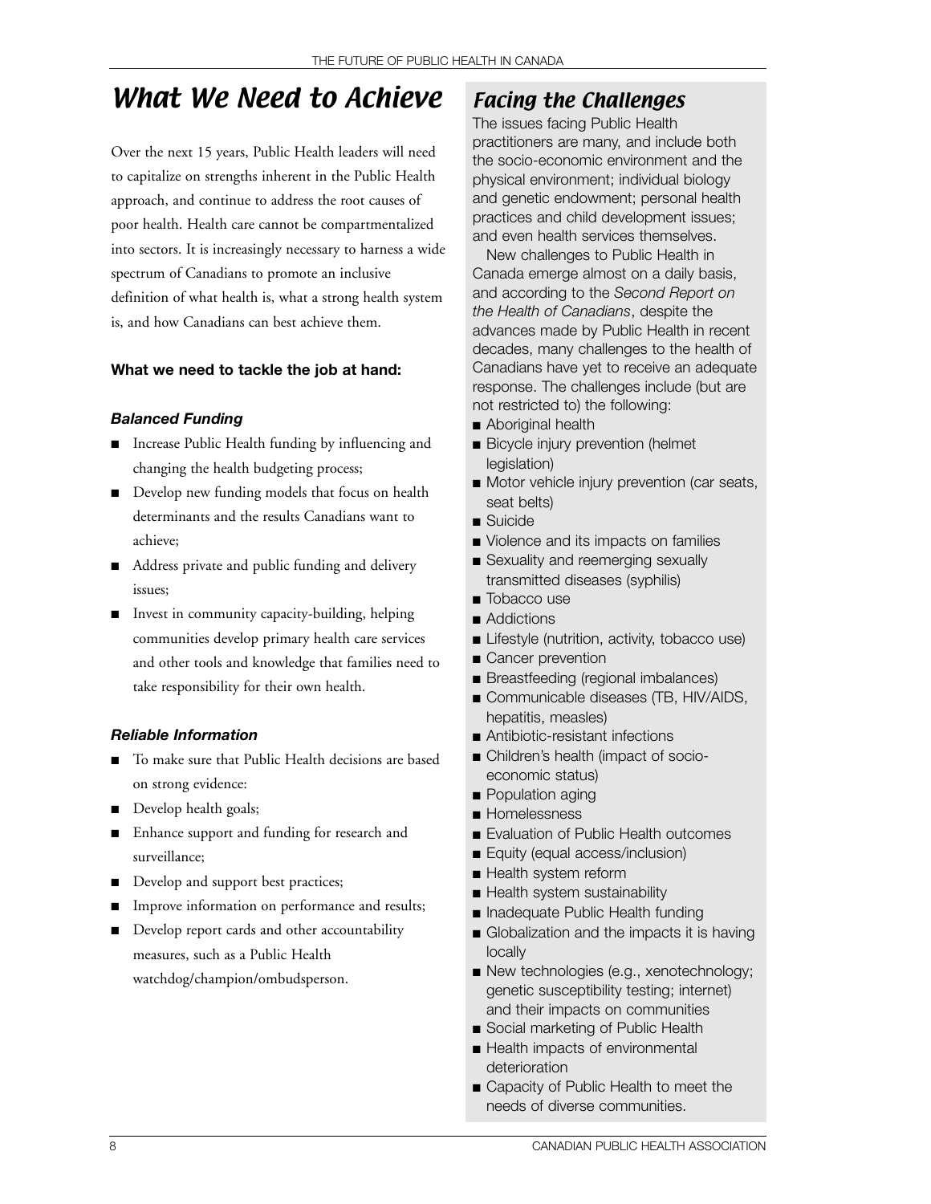# What We Need to Achieve

Over the next 15 years, Public Health leaders will need to capitalize on strengths inherent in the Public Health approach, and continue to address the root causes of poor health. Health care cannot be compartmentalized into sectors. It is increasingly necessary to harness a wide spectrum of Canadians to promote an inclusive definition of what health is, what a strong health system is, and how Canadians can best achieve them.

**What we need to tackle the job at hand:**

***Balanced Funding***

- Increase Public Health funding by influencing and changing the health budgeting process;
- Develop new funding models that focus on health determinants and the results Canadians want to achieve;
- Address private and public funding and delivery issues;
- Invest in community capacity-building, helping communities develop primary health care services and other tools and knowledge that families need to take responsibility for their own health.

***Reliable Information***

- To make sure that Public Health decisions are based on strong evidence:
- Develop health goals;
- Enhance support and funding for research and surveillance;
- Develop and support best practices;
- Improve information on performance and results;
- Develop report cards and other accountability measures, such as a Public Health watchdog/champion/ombudsperson.

## Facing the Challenges

The issues facing Public Health practitioners are many, and include both the socio-economic environment and the physical environment; individual biology and genetic endowment; personal health practices and child development issues; and even health services themselves.

New challenges to Public Health in Canada emerge almost on a daily basis, and according to the *Second Report on the Health of Canadians*, despite the advances made by Public Health in recent decades, many challenges to the health of Canadians have yet to receive an adequate response. The challenges include (but are not restricted to) the following:

- Aboriginal health
- Bicycle injury prevention (helmet legislation)
- Motor vehicle injury prevention (car seats, seat belts)
- Suicide
- Violence and its impacts on families
- Sexuality and reemerging sexually transmitted diseases (syphilis)
- Tobacco use
- Addictions
- Lifestyle (nutrition, activity, tobacco use)
- Cancer prevention
- Breastfeeding (regional imbalances)
- Communicable diseases (TB, HIV/AIDS, hepatitis, measles)
- Antibiotic-resistant infections
- Children's health (impact of socio-economic status)
- Population aging
- Homelessness
- Evaluation of Public Health outcomes
- Equity (equal access/inclusion)
- Health system reform
- Health system sustainability
- Inadequate Public Health funding
- Globalization and the impacts it is having locally
- New technologies (e.g., xenotechnology; genetic susceptibility testing; internet) and their impacts on communities
- Social marketing of Public Health
- Health impacts of environmental deterioration
- Capacity of Public Health to meet the needs of diverse communities.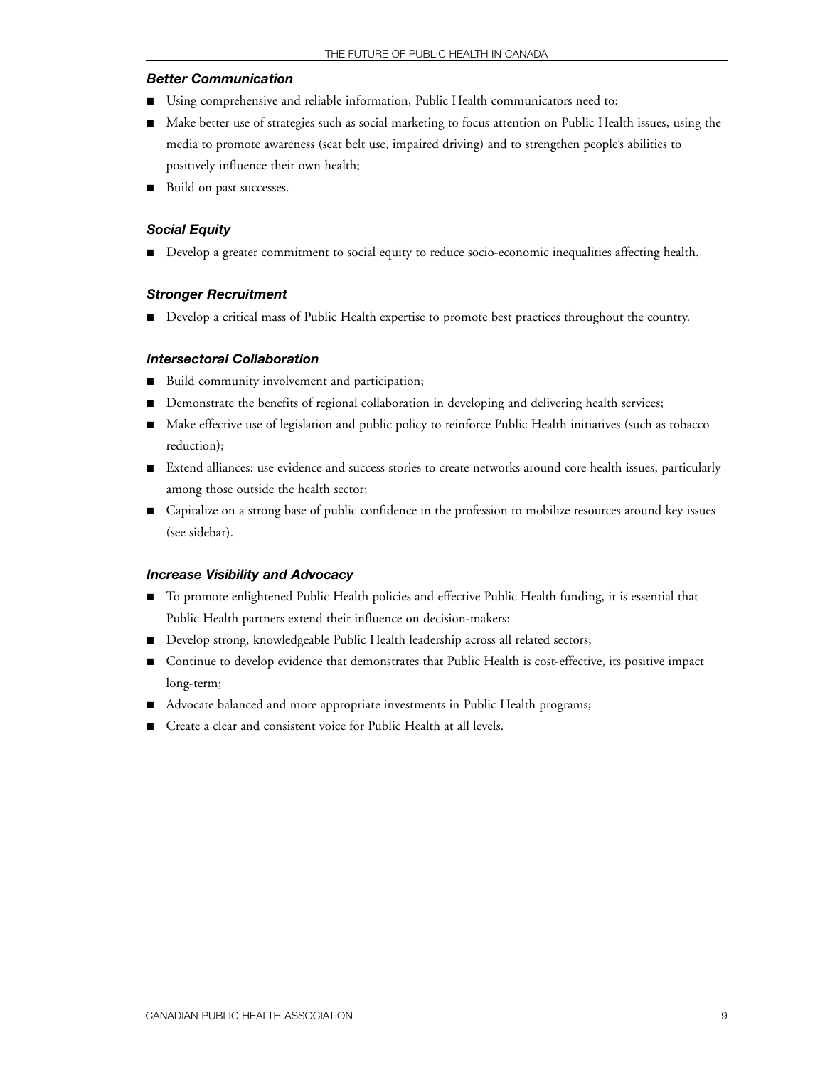### *Better Communication*

- Using comprehensive and reliable information, Public Health communicators need to:
- Make better use of strategies such as social marketing to focus attention on Public Health issues, using the media to promote awareness (seat belt use, impaired driving) and to strengthen people's abilities to positively influence their own health;
- Build on past successes.

### *Social Equity*

- Develop a greater commitment to social equity to reduce socio-economic inequalities affecting health.

### *Stronger Recruitment*

- Develop a critical mass of Public Health expertise to promote best practices throughout the country.

### *Intersectoral Collaboration*

- Build community involvement and participation;
- Demonstrate the benefits of regional collaboration in developing and delivering health services;
- Make effective use of legislation and public policy to reinforce Public Health initiatives (such as tobacco reduction);
- Extend alliances: use evidence and success stories to create networks around core health issues, particularly among those outside the health sector;
- Capitalize on a strong base of public confidence in the profession to mobilize resources around key issues (see sidebar).

### *Increase Visibility and Advocacy*

- To promote enlightened Public Health policies and effective Public Health funding, it is essential that Public Health partners extend their influence on decision-makers:
- Develop strong, knowledgeable Public Health leadership across all related sectors;
- Continue to develop evidence that demonstrates that Public Health is cost-effective, its positive impact long-term;
- Advocate balanced and more appropriate investments in Public Health programs;
- Create a clear and consistent voice for Public Health at all levels.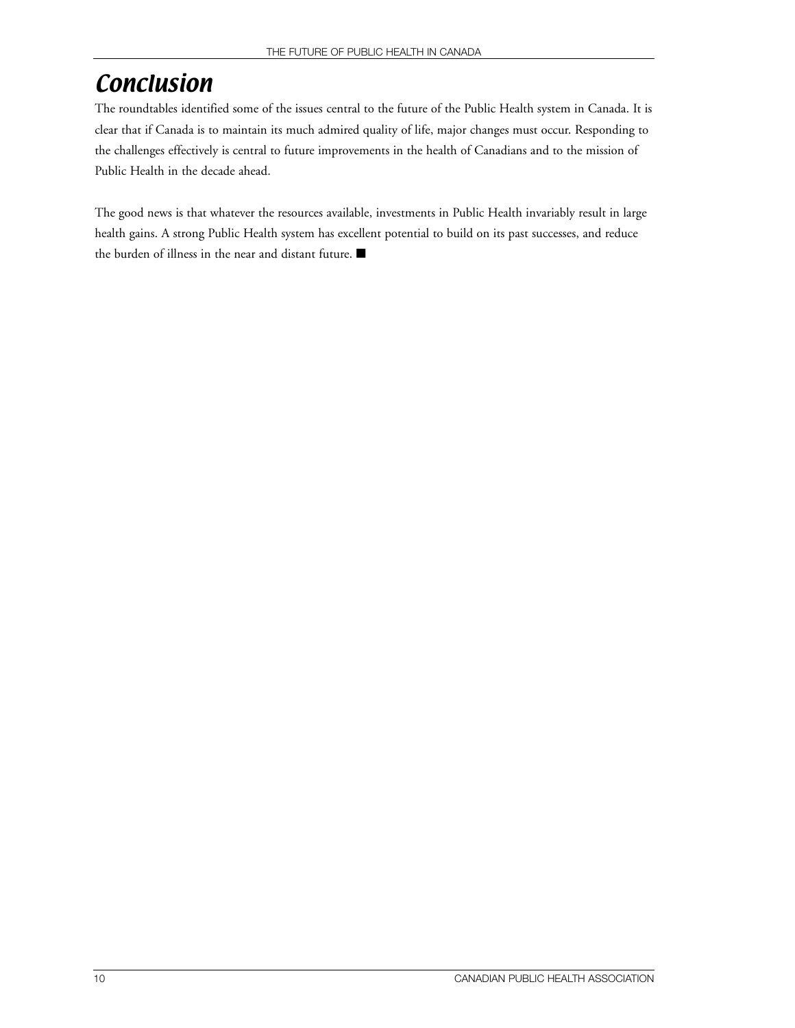# Conclusion

The roundtables identified some of the issues central to the future of the Public Health system in Canada. It is clear that if Canada is to maintain its much admired quality of life, major changes must occur. Responding to the challenges effectively is central to future improvements in the health of Canadians and to the mission of Public Health in the decade ahead.

The good news is that whatever the resources available, investments in Public Health invariably result in large health gains. A strong Public Health system has excellent potential to build on its past successes, and reduce the burden of illness in the near and distant future. ■